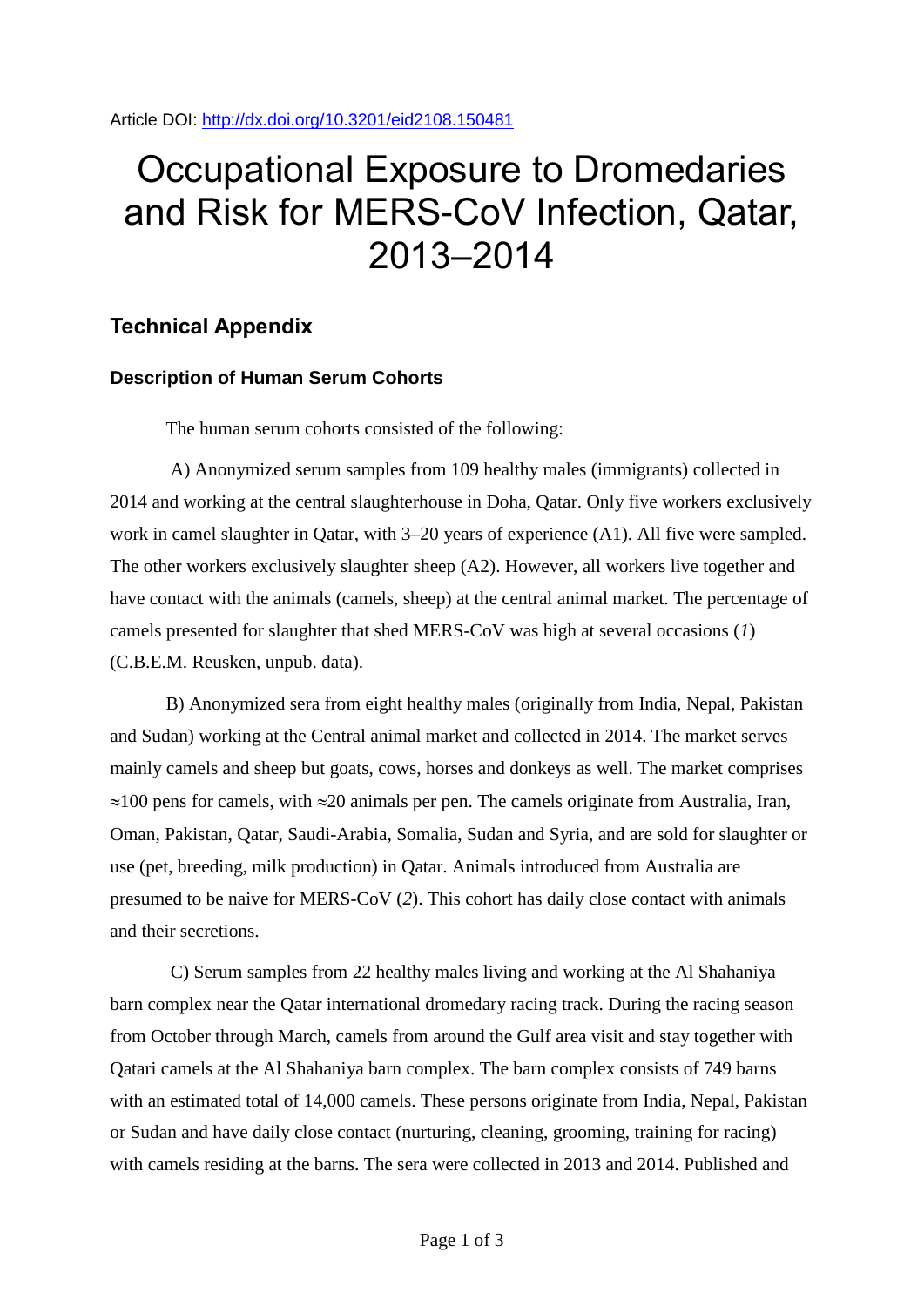Article DOI: http://dx.doi.org/10.3201/eid2108.150481

# Occupational Exposure to Dromedaries and Risk for MERS-CoV Infection, Qatar, 2013–2014

## Technical Appendix

### Description of Human Serum Cohorts

The human serum cohorts consisted of the following:

A) Anonymized serum samples from 109 healthy males (immigrants) collected in 2014 and working at the central slaughterhouse in Doha, Qatar. Only five workers exclusively work in camel slaughter in Qatar, with 3–20 years of experience (A1). All five were sampled. The other workers exclusively slaughter sheep (A2). However, all workers live together and have contact with the animals (camels, sheep) at the central animal market. The percentage of camels presented for slaughter that shed MERS-CoV was high at several occasions (*1*) (C.B.E.M. Reusken, unpub. data).

B) Anonymized sera from eight healthy males (originally from India, Nepal, Pakistan and Sudan) working at the Central animal market and collected in 2014. The market serves mainly camels and sheep but goats, cows, horses and donkeys as well. The market comprises ≈100 pens for camels, with ≈20 animals per pen. The camels originate from Australia, Iran, Oman, Pakistan, Qatar, Saudi-Arabia, Somalia, Sudan and Syria, and are sold for slaughter or use (pet, breeding, milk production) in Qatar. Animals introduced from Australia are presumed to be naive for MERS-CoV (*2*). This cohort has daily close contact with animals and their secretions.

C) Serum samples from 22 healthy males living and working at the Al Shahaniya barn complex near the Qatar international dromedary racing track. During the racing season from October through March, camels from around the Gulf area visit and stay together with Qatari camels at the Al Shahaniya barn complex. The barn complex consists of 749 barns with an estimated total of 14,000 camels. These persons originate from India, Nepal, Pakistan or Sudan and have daily close contact (nurturing, cleaning, grooming, training for racing) with camels residing at the barns. The sera were collected in 2013 and 2014. Published and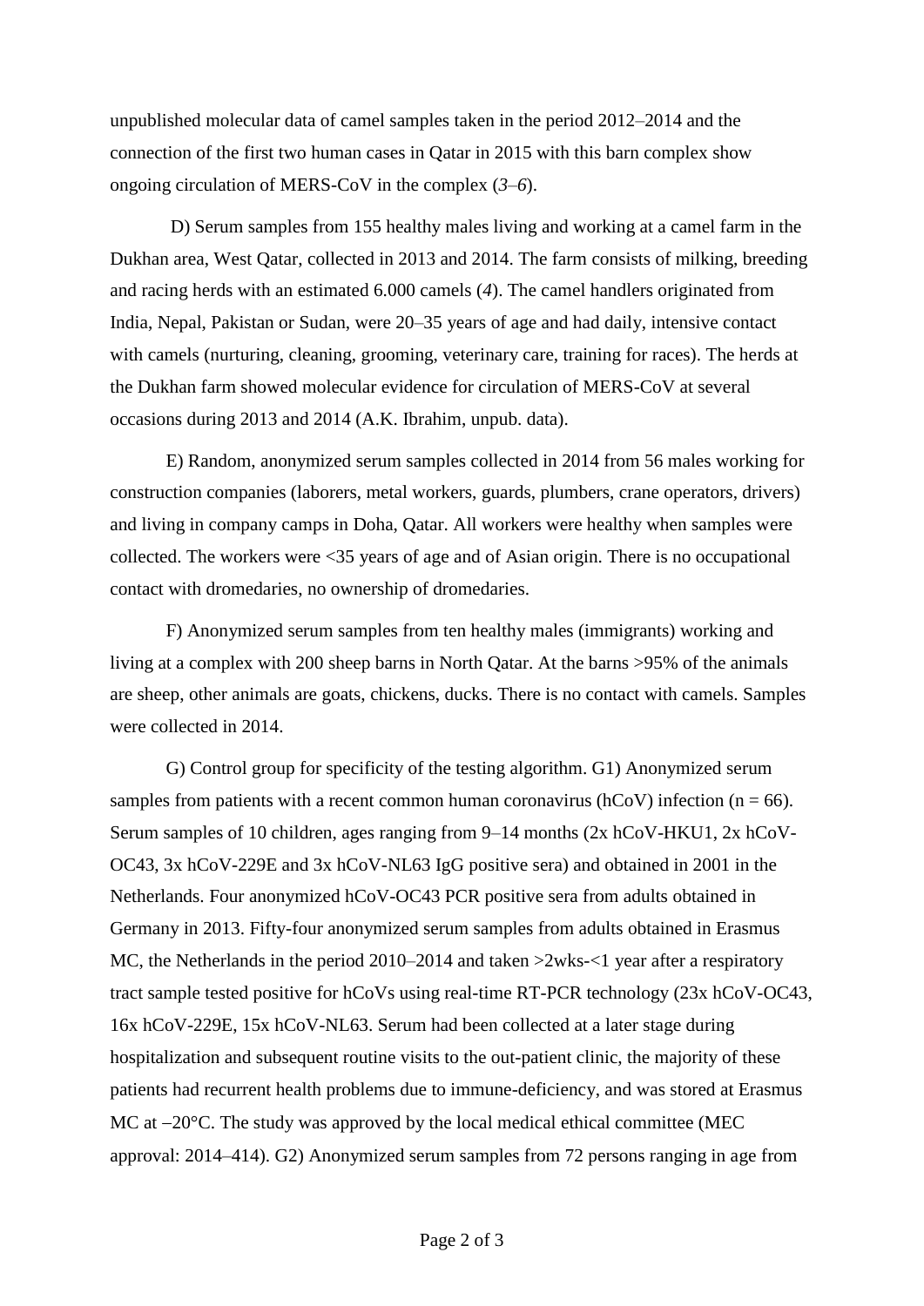unpublished molecular data of camel samples taken in the period 2012–2014 and the connection of the first two human cases in Qatar in 2015 with this barn complex show ongoing circulation of MERS-CoV in the complex (*3*–*6*).

D) Serum samples from 155 healthy males living and working at a camel farm in the Dukhan area, West Qatar, collected in 2013 and 2014. The farm consists of milking, breeding and racing herds with an estimated 6.000 camels (*4*). The camel handlers originated from India, Nepal, Pakistan or Sudan, were 20–35 years of age and had daily, intensive contact with camels (nurturing, cleaning, grooming, veterinary care, training for races). The herds at the Dukhan farm showed molecular evidence for circulation of MERS-CoV at several occasions during 2013 and 2014 (A.K. Ibrahim, unpub. data).

E) Random, anonymized serum samples collected in 2014 from 56 males working for construction companies (laborers, metal workers, guards, plumbers, crane operators, drivers) and living in company camps in Doha, Qatar. All workers were healthy when samples were collected. The workers were <35 years of age and of Asian origin. There is no occupational contact with dromedaries, no ownership of dromedaries.

F) Anonymized serum samples from ten healthy males (immigrants) working and living at a complex with 200 sheep barns in North Qatar. At the barns >95% of the animals are sheep, other animals are goats, chickens, ducks. There is no contact with camels. Samples were collected in 2014.

G) Control group for specificity of the testing algorithm. G1) Anonymized serum samples from patients with a recent common human coronavirus (hCoV) infection (n = 66). Serum samples of 10 children, ages ranging from 9–14 months (2x hCoV-HKU1, 2x hCoV-OC43, 3x hCoV-229E and 3x hCoV-NL63 IgG positive sera) and obtained in 2001 in the Netherlands. Four anonymized hCoV-OC43 PCR positive sera from adults obtained in Germany in 2013. Fifty-four anonymized serum samples from adults obtained in Erasmus MC, the Netherlands in the period 2010–2014 and taken >2wks-<1 year after a respiratory tract sample tested positive for hCoVs using real-time RT-PCR technology (23x hCoV-OC43, 16x hCoV-229E, 15x hCoV-NL63. Serum had been collected at a later stage during hospitalization and subsequent routine visits to the out-patient clinic, the majority of these patients had recurrent health problems due to immune-deficiency, and was stored at Erasmus MC at –20°C. The study was approved by the local medical ethical committee (MEC approval: 2014–414). G2) Anonymized serum samples from 72 persons ranging in age from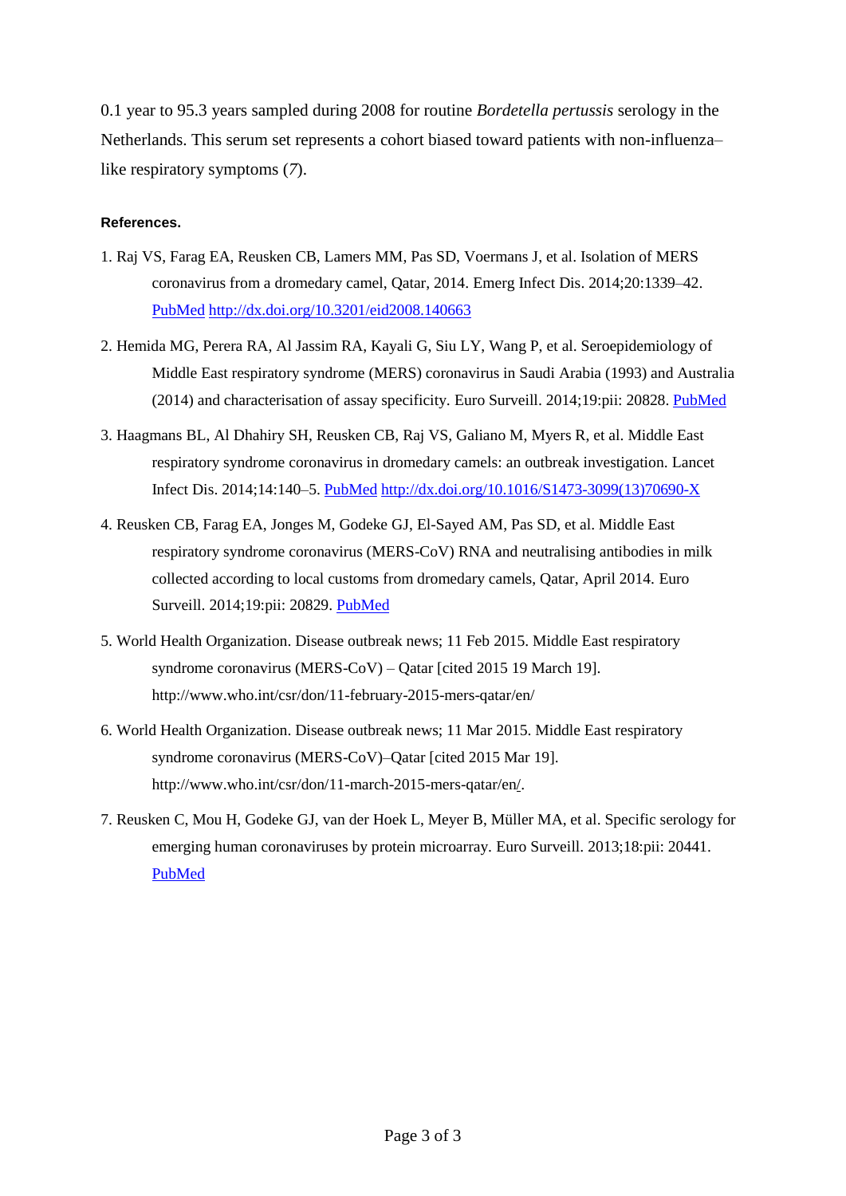0.1 year to 95.3 years sampled during 2008 for routine *Bordetella pertussis* serology in the Netherlands. This serum set represents a cohort biased toward patients with non-influenza–like respiratory symptoms (*7*).

**References.**

1. Raj VS, Farag EA, Reusken CB, Lamers MM, Pas SD, Voermans J, et al. Isolation of MERS coronavirus from a dromedary camel, Qatar, 2014. Emerg Infect Dis. 2014;20:1339–42. PubMed http://dx.doi.org/10.3201/eid2008.140663

2. Hemida MG, Perera RA, Al Jassim RA, Kayali G, Siu LY, Wang P, et al. Seroepidemiology of Middle East respiratory syndrome (MERS) coronavirus in Saudi Arabia (1993) and Australia (2014) and characterisation of assay specificity. Euro Surveill. 2014;19:pii: 20828. PubMed

3. Haagmans BL, Al Dhahiry SH, Reusken CB, Raj VS, Galiano M, Myers R, et al. Middle East respiratory syndrome coronavirus in dromedary camels: an outbreak investigation. Lancet Infect Dis. 2014;14:140–5. PubMed http://dx.doi.org/10.1016/S1473-3099(13)70690-X

4. Reusken CB, Farag EA, Jonges M, Godeke GJ, El-Sayed AM, Pas SD, et al. Middle East respiratory syndrome coronavirus (MERS-CoV) RNA and neutralising antibodies in milk collected according to local customs from dromedary camels, Qatar, April 2014. Euro Surveill. 2014;19:pii: 20829. PubMed

5. World Health Organization. Disease outbreak news; 11 Feb 2015. Middle East respiratory syndrome coronavirus (MERS-CoV) – Qatar [cited 2015 19 March 19]. http://www.who.int/csr/don/11-february-2015-mers-qatar/en/

6. World Health Organization. Disease outbreak news; 11 Mar 2015. Middle East respiratory syndrome coronavirus (MERS-CoV)–Qatar [cited 2015 Mar 19]. http://www.who.int/csr/don/11-march-2015-mers-qatar/en/.

7. Reusken C, Mou H, Godeke GJ, van der Hoek L, Meyer B, Müller MA, et al. Specific serology for emerging human coronaviruses by protein microarray. Euro Surveill. 2013;18:pii: 20441. PubMed